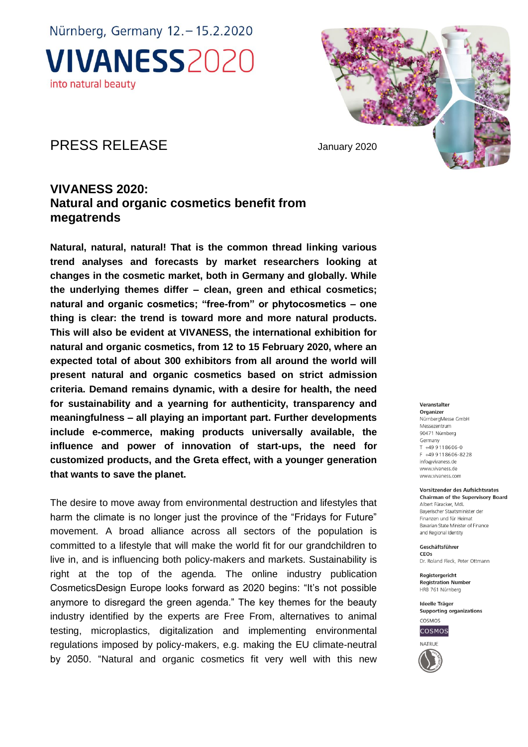Nürnberg, Germany 12.– 15.2.2020

**VIVANESS**2020

into natural beauty

PRESS RELEASE

January 2020

## VIVANESS 2020: Natural and organic cosmetics benefit from megatrends

**Natural, natural, natural! That is the common thread linking various trend analyses and forecasts by market researchers looking at changes in the cosmetic market, both in Germany and globally. While the underlying themes differ – clean, green and ethical cosmetics; natural and organic cosmetics; "free-from" or phytocosmetics – one thing is clear: the trend is toward more and more natural products. This will also be evident at VIVANESS, the international exhibition for natural and organic cosmetics, from 12 to 15 February 2020, where an expected total of about 300 exhibitors from all around the world will present natural and organic cosmetics based on strict admission criteria. Demand remains dynamic, with a desire for health, the need for sustainability and a yearning for authenticity, transparency and meaningfulness – all playing an important part. Further developments include e-commerce, making products universally available, the influence and power of innovation of start-ups, the need for customized products, and the Greta effect, with a younger generation that wants to save the planet.**

The desire to move away from environmental destruction and lifestyles that harm the climate is no longer just the province of the "Fridays for Future" movement. A broad alliance across all sectors of the population is committed to a lifestyle that will make the world fit for our grandchildren to live in, and is influencing both policy-makers and markets. Sustainability is right at the top of the agenda. The online industry publication CosmeticsDesign Europe looks forward as 2020 begins: "It's not possible anymore to disregard the green agenda." The key themes for the beauty industry identified by the experts are Free From, alternatives to animal testing, microplastics, digitalization and implementing environmental regulations imposed by policy-makers, e.g. making the EU climate-neutral by 2050. "Natural and organic cosmetics fit very well with this new

**Veranstalter**
**Organizer**
NürnbergMesse GmbH
Messezentrum
90471 Nürnberg
Germany
T +49 9 11 86 06-0
F +49 9 11 86 06-82 28
info@vivaness.de
www.vivaness.de
www.vivaness.com

**Vorsitzender des Aufsichtsrates**
**Chairman of the Supervisory Board**
Albert Füracker, MdL
Bayerischer Staatsminister der Finanzen und für Heimat
Bavarian State Minister of Finance and Regional Identity

**Geschäftsführer**
**CEOs**
Dr. Roland Fleck, Peter Ottmann

**Registergericht**
**Registration Number**
HRB 761 Nürnberg

**Ideelle Träger**
**Supporting organizations**
COSMOS
NATRUE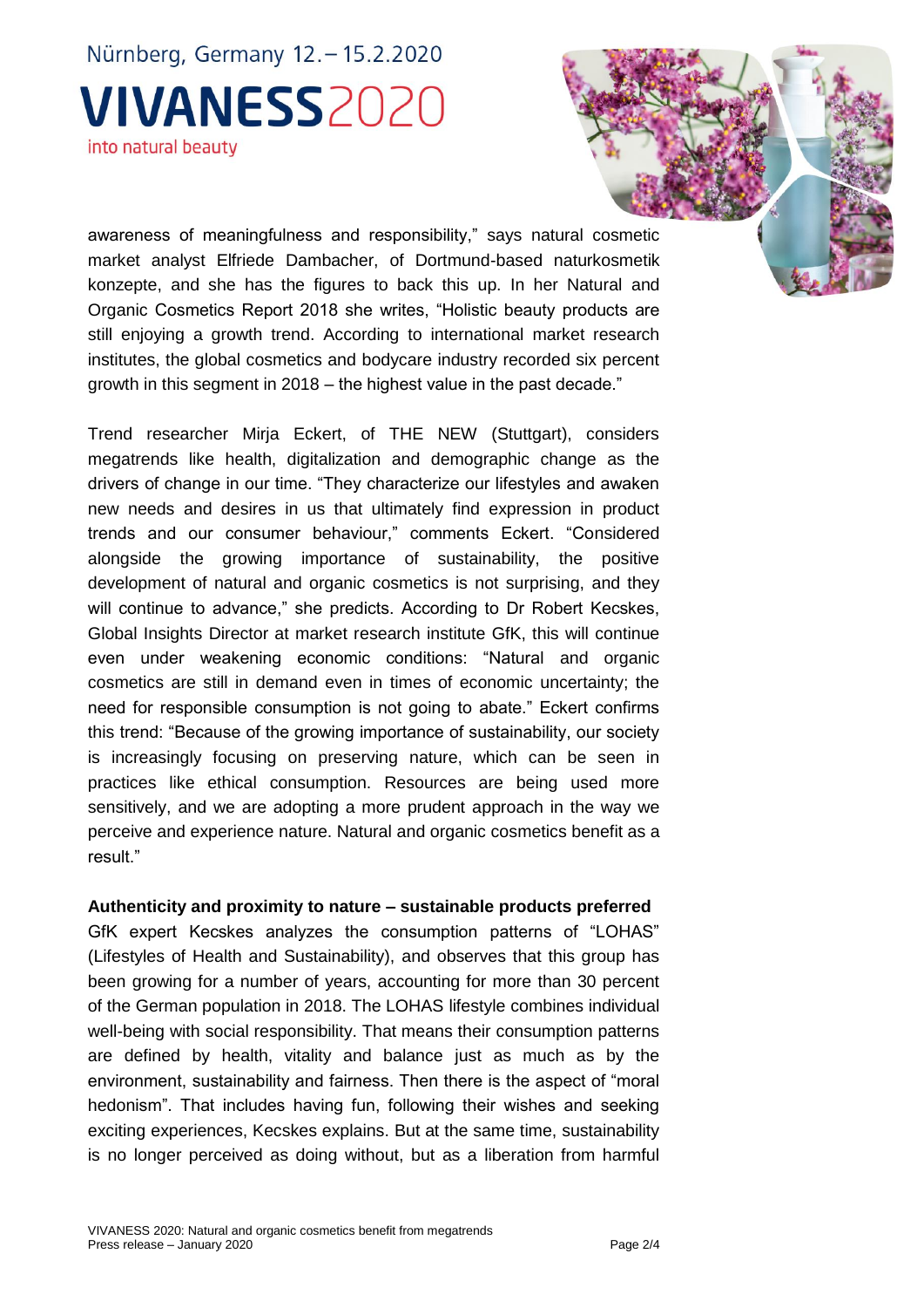awareness of meaningfulness and responsibility," says natural cosmetic market analyst Elfriede Dambacher, of Dortmund-based naturkosmetik konzepte, and she has the figures to back this up. In her Natural and Organic Cosmetics Report 2018 she writes, "Holistic beauty products are still enjoying a growth trend. According to international market research institutes, the global cosmetics and bodycare industry recorded six percent growth in this segment in 2018 – the highest value in the past decade."

Trend researcher Mirja Eckert, of THE NEW (Stuttgart), considers megatrends like health, digitalization and demographic change as the drivers of change in our time. "They characterize our lifestyles and awaken new needs and desires in us that ultimately find expression in product trends and our consumer behaviour," comments Eckert. "Considered alongside the growing importance of sustainability, the positive development of natural and organic cosmetics is not surprising, and they will continue to advance," she predicts. According to Dr Robert Kecskes, Global Insights Director at market research institute GfK, this will continue even under weakening economic conditions: "Natural and organic cosmetics are still in demand even in times of economic uncertainty; the need for responsible consumption is not going to abate." Eckert confirms this trend: "Because of the growing importance of sustainability, our society is increasingly focusing on preserving nature, which can be seen in practices like ethical consumption. Resources are being used more sensitively, and we are adopting a more prudent approach in the way we perceive and experience nature. Natural and organic cosmetics benefit as a result."

**Authenticity and proximity to nature – sustainable products preferred**

GfK expert Kecskes analyzes the consumption patterns of "LOHAS" (Lifestyles of Health and Sustainability), and observes that this group has been growing for a number of years, accounting for more than 30 percent of the German population in 2018. The LOHAS lifestyle combines individual well-being with social responsibility. That means their consumption patterns are defined by health, vitality and balance just as much as by the environment, sustainability and fairness. Then there is the aspect of "moral hedonism". That includes having fun, following their wishes and seeking exciting experiences, Kecskes explains. But at the same time, sustainability is no longer perceived as doing without, but as a liberation from harmful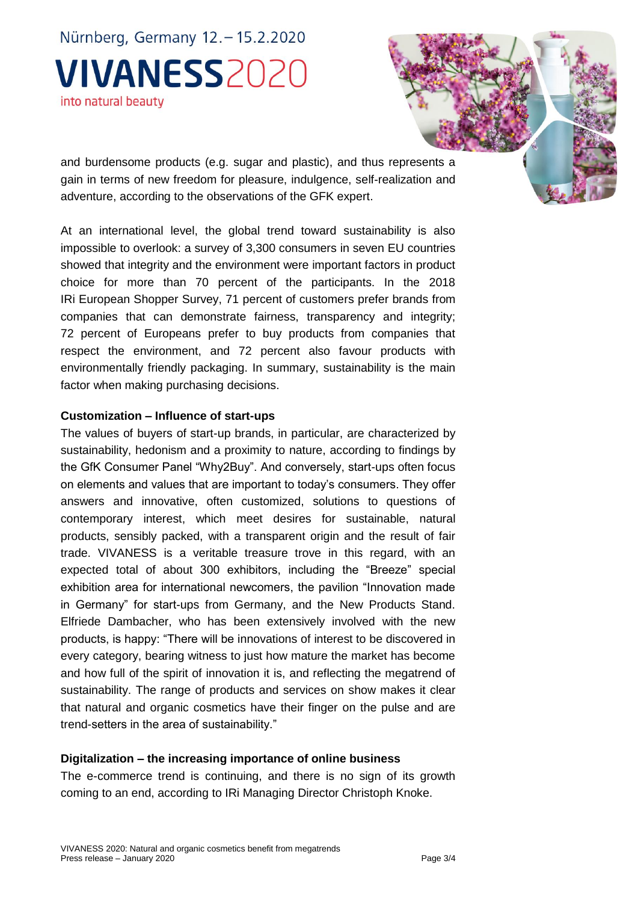and burdensome products (e.g. sugar and plastic), and thus represents a gain in terms of new freedom for pleasure, indulgence, self-realization and adventure, according to the observations of the GFK expert.

At an international level, the global trend toward sustainability is also impossible to overlook: a survey of 3,300 consumers in seven EU countries showed that integrity and the environment were important factors in product choice for more than 70 percent of the participants. In the 2018 IRi European Shopper Survey, 71 percent of customers prefer brands from companies that can demonstrate fairness, transparency and integrity; 72 percent of Europeans prefer to buy products from companies that respect the environment, and 72 percent also favour products with environmentally friendly packaging. In summary, sustainability is the main factor when making purchasing decisions.

**Customization – Influence of start-ups**

The values of buyers of start-up brands, in particular, are characterized by sustainability, hedonism and a proximity to nature, according to findings by the GfK Consumer Panel "Why2Buy". And conversely, start-ups often focus on elements and values that are important to today's consumers. They offer answers and innovative, often customized, solutions to questions of contemporary interest, which meet desires for sustainable, natural products, sensibly packed, with a transparent origin and the result of fair trade. VIVANESS is a veritable treasure trove in this regard, with an expected total of about 300 exhibitors, including the "Breeze" special exhibition area for international newcomers, the pavilion "Innovation made in Germany" for start-ups from Germany, and the New Products Stand. Elfriede Dambacher, who has been extensively involved with the new products, is happy: "There will be innovations of interest to be discovered in every category, bearing witness to just how mature the market has become and how full of the spirit of innovation it is, and reflecting the megatrend of sustainability. The range of products and services on show makes it clear that natural and organic cosmetics have their finger on the pulse and are trend-setters in the area of sustainability."

**Digitalization – the increasing importance of online business**

The e-commerce trend is continuing, and there is no sign of its growth coming to an end, according to IRi Managing Director Christoph Knoke.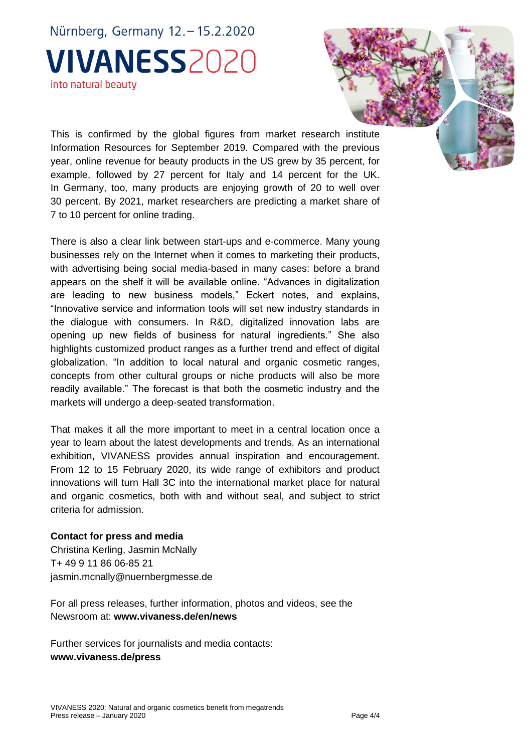This is confirmed by the global figures from market research institute Information Resources for September 2019. Compared with the previous year, online revenue for beauty products in the US grew by 35 percent, for example, followed by 27 percent for Italy and 14 percent for the UK. In Germany, too, many products are enjoying growth of 20 to well over 30 percent. By 2021, market researchers are predicting a market share of 7 to 10 percent for online trading.

There is also a clear link between start-ups and e-commerce. Many young businesses rely on the Internet when it comes to marketing their products, with advertising being social media-based in many cases: before a brand appears on the shelf it will be available online. “Advances in digitalization are leading to new business models,” Eckert notes, and explains, “Innovative service and information tools will set new industry standards in the dialogue with consumers. In R&D, digitalized innovation labs are opening up new fields of business for natural ingredients.” She also highlights customized product ranges as a further trend and effect of digital globalization. “In addition to local natural and organic cosmetic ranges, concepts from other cultural groups or niche products will also be more readily available.” The forecast is that both the cosmetic industry and the markets will undergo a deep-seated transformation.

That makes it all the more important to meet in a central location once a year to learn about the latest developments and trends. As an international exhibition, VIVANESS provides annual inspiration and encouragement. From 12 to 15 February 2020, its wide range of exhibitors and product innovations will turn Hall 3C into the international market place for natural and organic cosmetics, both with and without seal, and subject to strict criteria for admission.

**Contact for press and media**
Christina Kerling, Jasmin McNally
T+ 49 9 11 86 06-85 21
jasmin.mcnally@nuernbergmesse.de

For all press releases, further information, photos and videos, see the Newsroom at: **www.vivaness.de/en/news**

Further services for journalists and media contacts:
**www.vivaness.de/press**